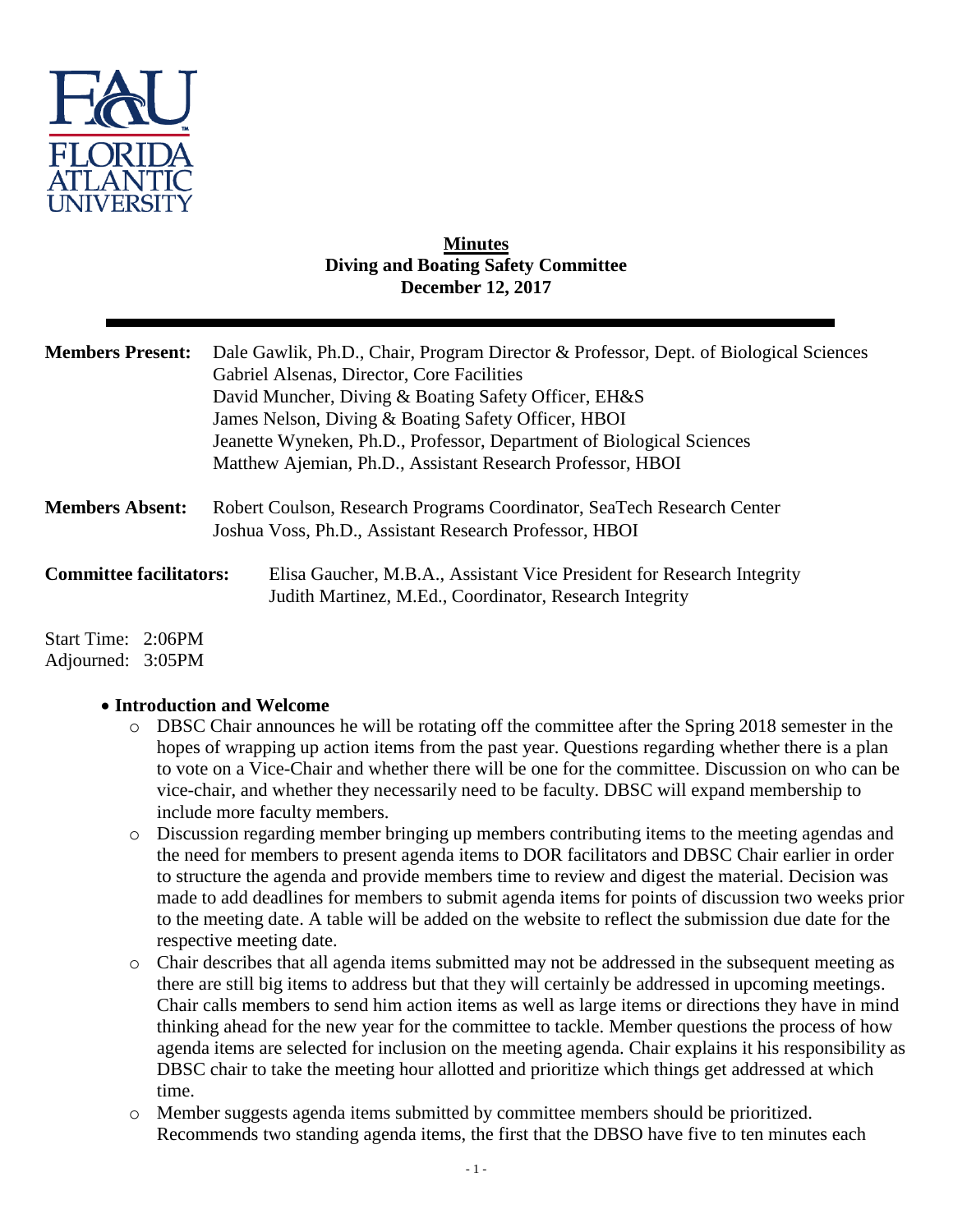**Minutes**
**Diving and Boating Safety Committee**
**December 12, 2017**

**Members Present:** Dale Gawlik, Ph.D., Chair, Program Director & Professor, Dept. of Biological Sciences
Gabriel Alsenas, Director, Core Facilities
David Muncher, Diving & Boating Safety Officer, EH&S
James Nelson, Diving & Boating Safety Officer, HBOI
Jeanette Wyneken, Ph.D., Professor, Department of Biological Sciences
Matthew Ajemian, Ph.D., Assistant Research Professor, HBOI

**Members Absent:** Robert Coulson, Research Programs Coordinator, SeaTech Research Center
Joshua Voss, Ph.D., Assistant Research Professor, HBOI

**Committee facilitators:** Elisa Gaucher, M.B.A., Assistant Vice President for Research Integrity
Judith Martinez, M.Ed., Coordinator, Research Integrity

Start Time: 2:06PM
Adjourned: 3:05PM

- **Introduction and Welcome**
  - DBSC Chair announces he will be rotating off the committee after the Spring 2018 semester in the hopes of wrapping up action items from the past year. Questions regarding whether there is a plan to vote on a Vice-Chair and whether there will be one for the committee. Discussion on who can be vice-chair, and whether they necessarily need to be faculty. DBSC will expand membership to include more faculty members.
  - Discussion regarding member bringing up members contributing items to the meeting agendas and the need for members to present agenda items to DOR facilitators and DBSC Chair earlier in order to structure the agenda and provide members time to review and digest the material. Decision was made to add deadlines for members to submit agenda items for points of discussion two weeks prior to the meeting date. A table will be added on the website to reflect the submission due date for the respective meeting date.
  - Chair describes that all agenda items submitted may not be addressed in the subsequent meeting as there are still big items to address but that they will certainly be addressed in upcoming meetings. Chair calls members to send him action items as well as large items or directions they have in mind thinking ahead for the new year for the committee to tackle. Member questions the process of how agenda items are selected for inclusion on the meeting agenda. Chair explains it his responsibility as DBSC chair to take the meeting hour allotted and prioritize which things get addressed at which time.
  - Member suggests agenda items submitted by committee members should be prioritized. Recommends two standing agenda items, the first that the DBSO have five to ten minutes each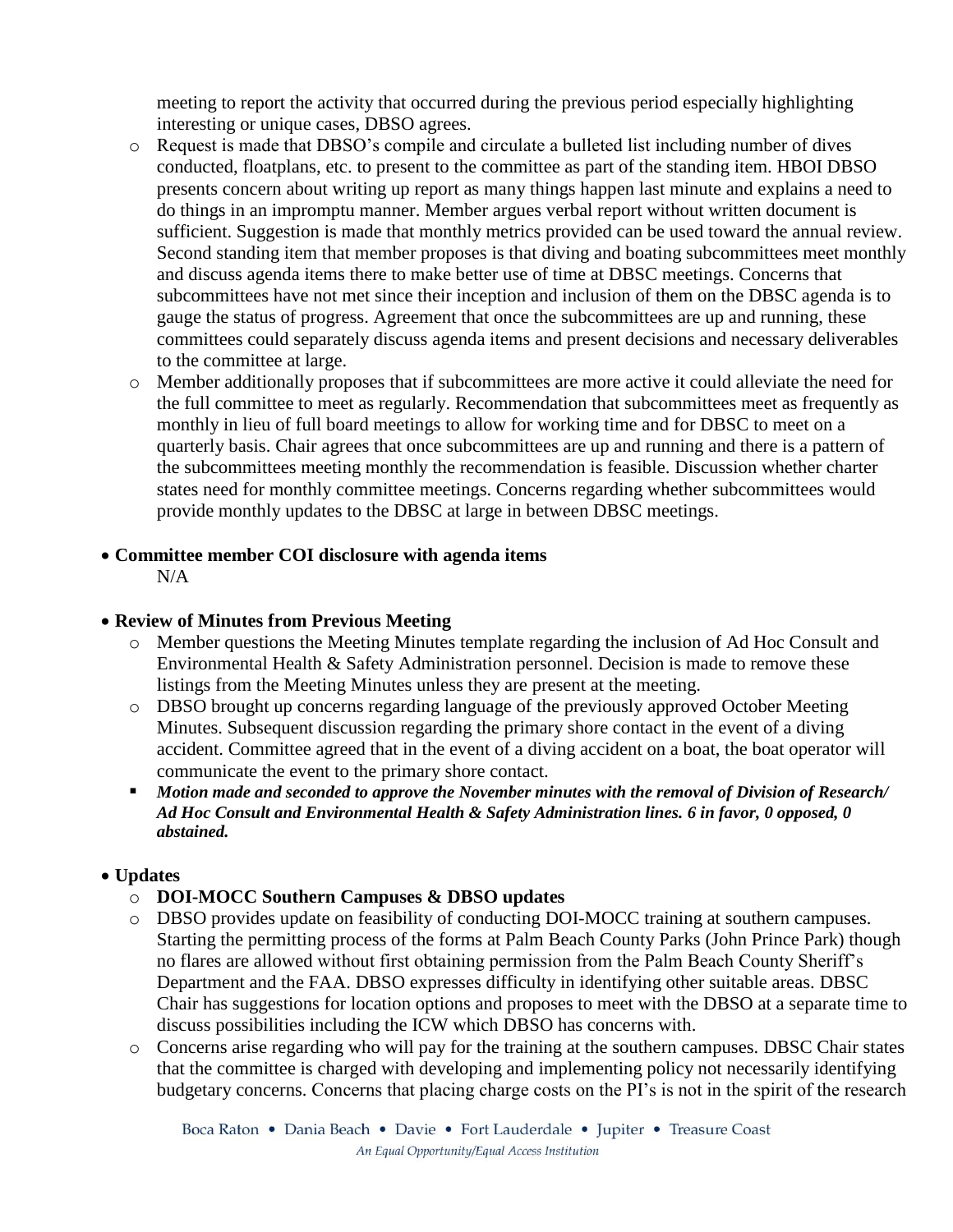meeting to report the activity that occurred during the previous period especially highlighting interesting or unique cases, DBSO agrees.

- Request is made that DBSO's compile and circulate a bulleted list including number of dives conducted, floatplans, etc. to present to the committee as part of the standing item. HBOI DBSO presents concern about writing up report as many things happen last minute and explains a need to do things in an impromptu manner. Member argues verbal report without written document is sufficient. Suggestion is made that monthly metrics provided can be used toward the annual review. Second standing item that member proposes is that diving and boating subcommittees meet monthly and discuss agenda items there to make better use of time at DBSC meetings. Concerns that subcommittees have not met since their inception and inclusion of them on the DBSC agenda is to gauge the status of progress. Agreement that once the subcommittees are up and running, these committees could separately discuss agenda items and present decisions and necessary deliverables to the committee at large.
- Member additionally proposes that if subcommittees are more active it could alleviate the need for the full committee to meet as regularly. Recommendation that subcommittees meet as frequently as monthly in lieu of full board meetings to allow for working time and for DBSC to meet on a quarterly basis. Chair agrees that once subcommittees are up and running and there is a pattern of the subcommittees meeting monthly the recommendation is feasible. Discussion whether charter states need for monthly committee meetings. Concerns regarding whether subcommittees would provide monthly updates to the DBSC at large in between DBSC meetings.

- **Committee member COI disclosure with agenda items**

  N/A

- **Review of Minutes from Previous Meeting**
  - Member questions the Meeting Minutes template regarding the inclusion of Ad Hoc Consult and Environmental Health & Safety Administration personnel. Decision is made to remove these listings from the Meeting Minutes unless they are present at the meeting.
  - DBSO brought up concerns regarding language of the previously approved October Meeting Minutes. Subsequent discussion regarding the primary shore contact in the event of a diving accident. Committee agreed that in the event of a diving accident on a boat, the boat operator will communicate the event to the primary shore contact.
    - ***Motion made and seconded to approve the November minutes with the removal of Division of Research/ Ad Hoc Consult and Environmental Health & Safety Administration lines. 6 in favor, 0 opposed, 0 abstained.***

- **Updates**
  - **DOI-MOCC Southern Campuses & DBSO updates**
  - DBSO provides update on feasibility of conducting DOI-MOCC training at southern campuses. Starting the permitting process of the forms at Palm Beach County Parks (John Prince Park) though no flares are allowed without first obtaining permission from the Palm Beach County Sheriff's Department and the FAA. DBSO expresses difficulty in identifying other suitable areas. DBSC Chair has suggestions for location options and proposes to meet with the DBSO at a separate time to discuss possibilities including the ICW which DBSO has concerns with.
  - Concerns arise regarding who will pay for the training at the southern campuses. DBSC Chair states that the committee is charged with developing and implementing policy not necessarily identifying budgetary concerns. Concerns that placing charge costs on the PI's is not in the spirit of the research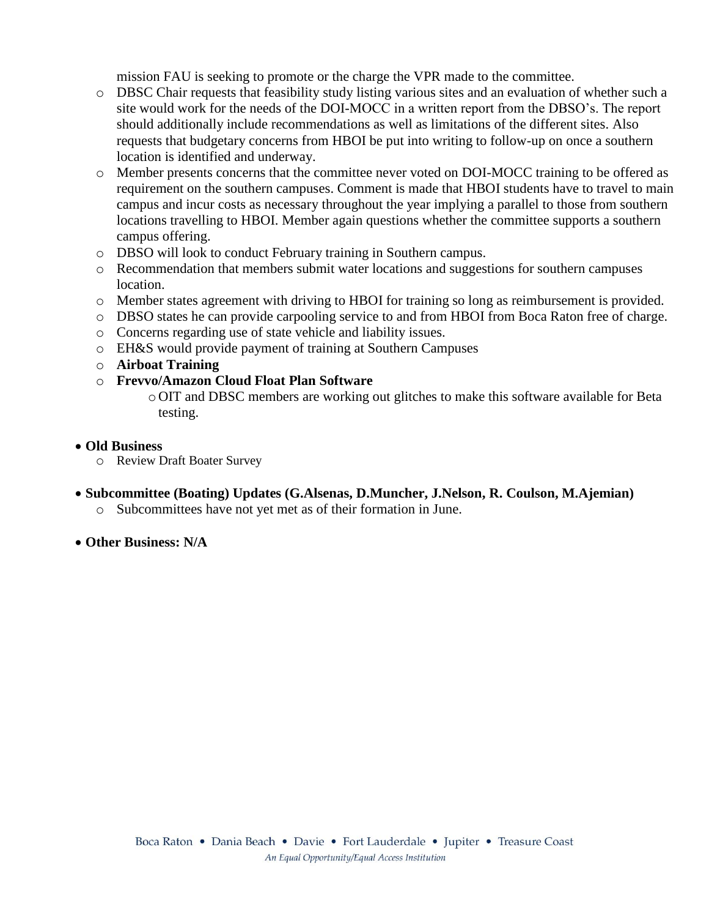mission FAU is seeking to promote or the charge the VPR made to the committee.
    - DBSC Chair requests that feasibility study listing various sites and an evaluation of whether such a site would work for the needs of the DOI-MOCC in a written report from the DBSO's. The report should additionally include recommendations as well as limitations of the different sites. Also requests that budgetary concerns from HBOI be put into writing to follow-up on once a southern location is identified and underway.
    - Member presents concerns that the committee never voted on DOI-MOCC training to be offered as requirement on the southern campuses. Comment is made that HBOI students have to travel to main campus and incur costs as necessary throughout the year implying a parallel to those from southern locations travelling to HBOI. Member again questions whether the committee supports a southern campus offering.
    - DBSO will look to conduct February training in Southern campus.
    - Recommendation that members submit water locations and suggestions for southern campuses location.
    - Member states agreement with driving to HBOI for training so long as reimbursement is provided.
    - DBSO states he can provide carpooling service to and from HBOI from Boca Raton free of charge.
    - Concerns regarding use of state vehicle and liability issues.
    - EH&S would provide payment of training at Southern Campuses
    - **Airboat Training**
    - **Frevvo/Amazon Cloud Float Plan Software**
        - OIT and DBSC members are working out glitches to make this software available for Beta testing.

- **Old Business**
    - Review Draft Boater Survey

- **Subcommittee (Boating) Updates (G.Alsenas, D.Muncher, J.Nelson, R. Coulson, M.Ajemian)**
    - Subcommittees have not yet met as of their formation in June.

- **Other Business: N/A**